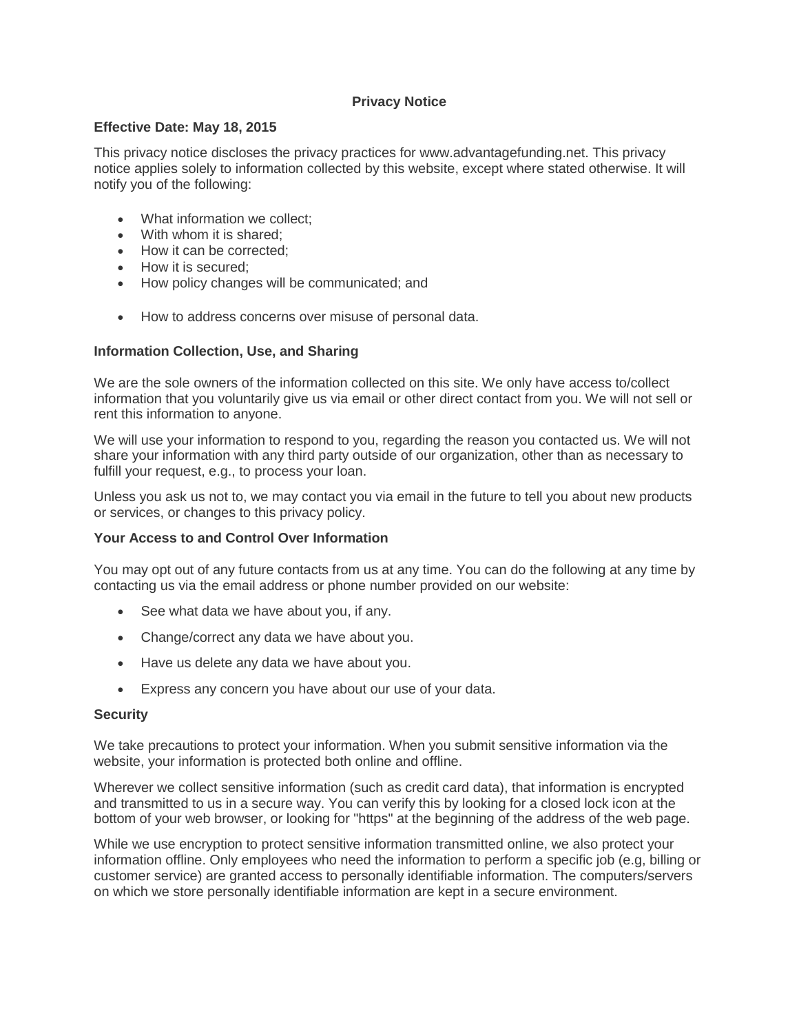# Privacy Notice

**Effective Date: May 18, 2015**

This privacy notice discloses the privacy practices for www.advantagefunding.net. This privacy notice applies solely to information collected by this website, except where stated otherwise. It will notify you of the following:

- What information we collect;
- With whom it is shared;
- How it can be corrected;
- How it is secured;
- How policy changes will be communicated; and
- How to address concerns over misuse of personal data.

### Information Collection, Use, and Sharing

We are the sole owners of the information collected on this site. We only have access to/collect information that you voluntarily give us via email or other direct contact from you. We will not sell or rent this information to anyone.

We will use your information to respond to you, regarding the reason you contacted us. We will not share your information with any third party outside of our organization, other than as necessary to fulfill your request, e.g., to process your loan.

Unless you ask us not to, we may contact you via email in the future to tell you about new products or services, or changes to this privacy policy.

### Your Access to and Control Over Information

You may opt out of any future contacts from us at any time. You can do the following at any time by contacting us via the email address or phone number provided on our website:

- See what data we have about you, if any.
- Change/correct any data we have about you.
- Have us delete any data we have about you.
- Express any concern you have about our use of your data.

### Security

We take precautions to protect your information. When you submit sensitive information via the website, your information is protected both online and offline.

Wherever we collect sensitive information (such as credit card data), that information is encrypted and transmitted to us in a secure way. You can verify this by looking for a closed lock icon at the bottom of your web browser, or looking for "https" at the beginning of the address of the web page.

While we use encryption to protect sensitive information transmitted online, we also protect your information offline. Only employees who need the information to perform a specific job (e.g, billing or customer service) are granted access to personally identifiable information. The computers/servers on which we store personally identifiable information are kept in a secure environment.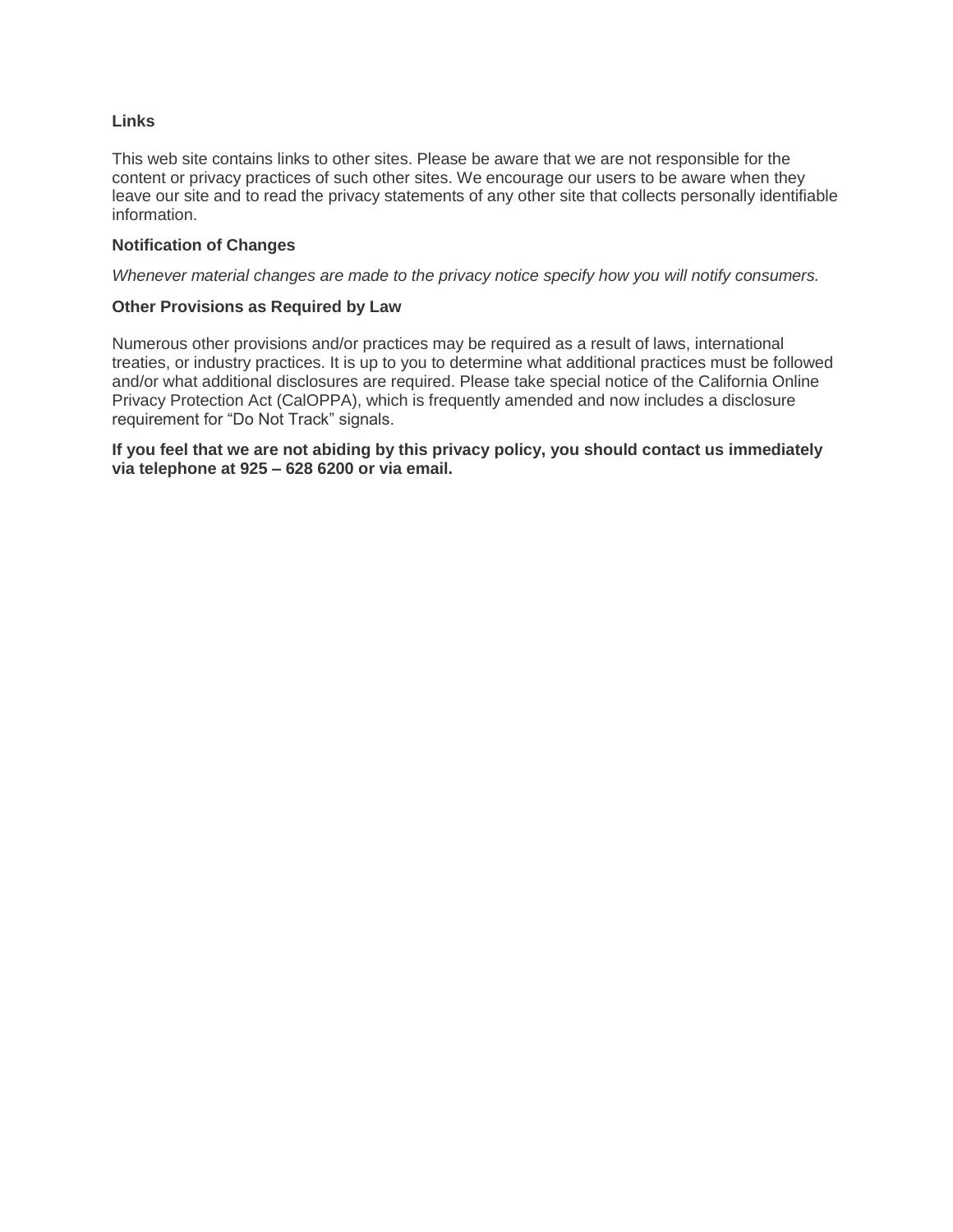**Links**

This web site contains links to other sites. Please be aware that we are not responsible for the content or privacy practices of such other sites. We encourage our users to be aware when they leave our site and to read the privacy statements of any other site that collects personally identifiable information.

**Notification of Changes**

*Whenever material changes are made to the privacy notice specify how you will notify consumers.*

**Other Provisions as Required by Law**

Numerous other provisions and/or practices may be required as a result of laws, international treaties, or industry practices. It is up to you to determine what additional practices must be followed and/or what additional disclosures are required. Please take special notice of the California Online Privacy Protection Act (CalOPPA), which is frequently amended and now includes a disclosure requirement for "Do Not Track" signals.

**If you feel that we are not abiding by this privacy policy, you should contact us immediately via telephone at 925 – 628 6200 or via email.**